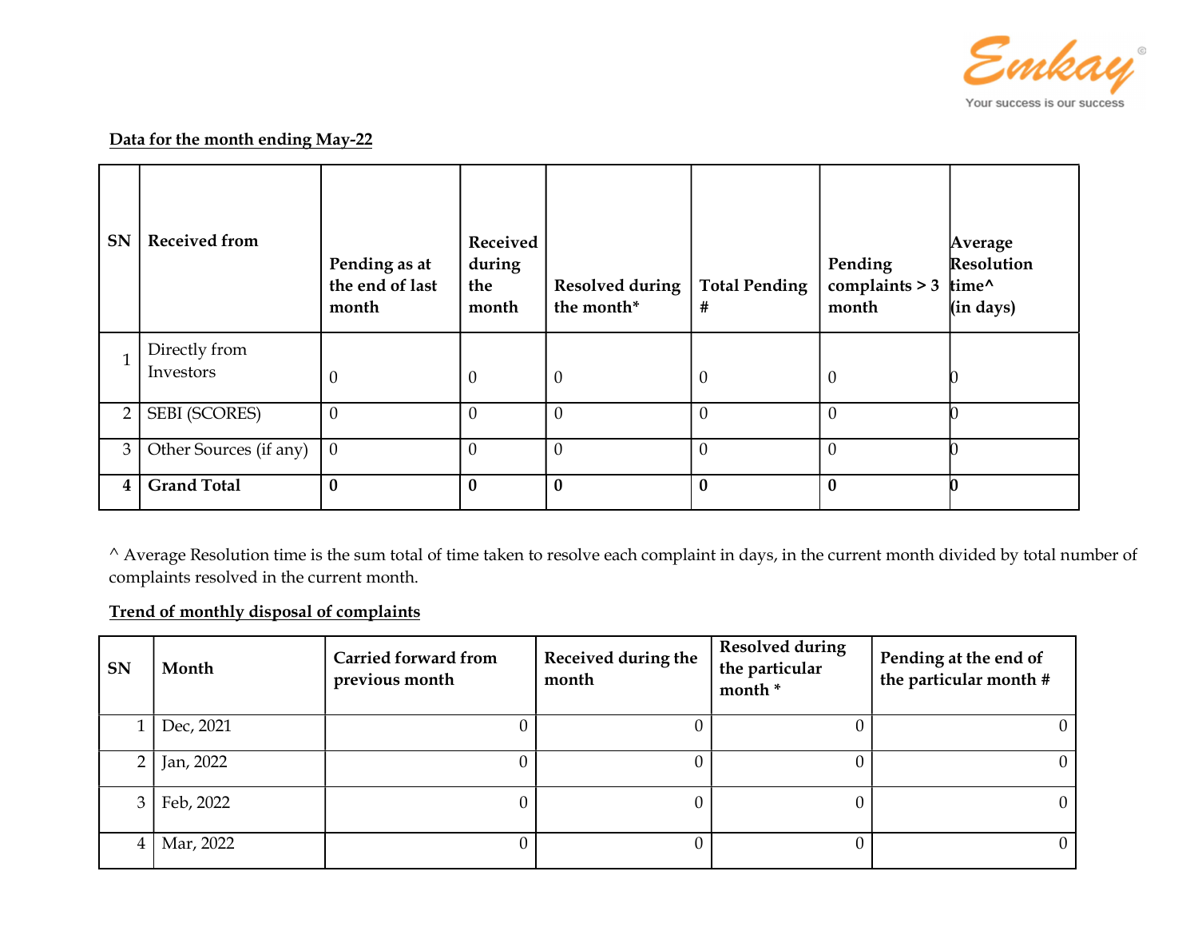**Data for the month ending May-22**

| SN | Received from | Pending as at the end of last month | Received during the month | Resolved during the month* | Total Pending # | Pending complaints > 3 month | Average Resolution time^ (in days) |
|---|---|---|---|---|---|---|---|
| 1 | Directly from Investors | 0 | 0 | 0 | 0 | 0 | 0 |
| 2 | SEBI (SCORES) | 0 | 0 | 0 | 0 | 0 | 0 |
| 3 | Other Sources (if any) | 0 | 0 | 0 | 0 | 0 | 0 |
| **4** | **Grand Total** | **0** | **0** | **0** | **0** | **0** | **0** |

^ Average Resolution time is the sum total of time taken to resolve each complaint in days, in the current month divided by total number of complaints resolved in the current month.

**Trend of monthly disposal of complaints**

| SN | Month | Carried forward from previous month | Received during the month | Resolved during the particular month * | Pending at the end of the particular month # |
|---|---|---|---|---|---|
| 1 | Dec, 2021 | 0 | 0 | 0 | 0 |
| 2 | Jan, 2022 | 0 | 0 | 0 | 0 |
| 3 | Feb, 2022 | 0 | 0 | 0 | 0 |
| 4 | Mar, 2022 | 0 | 0 | 0 | 0 |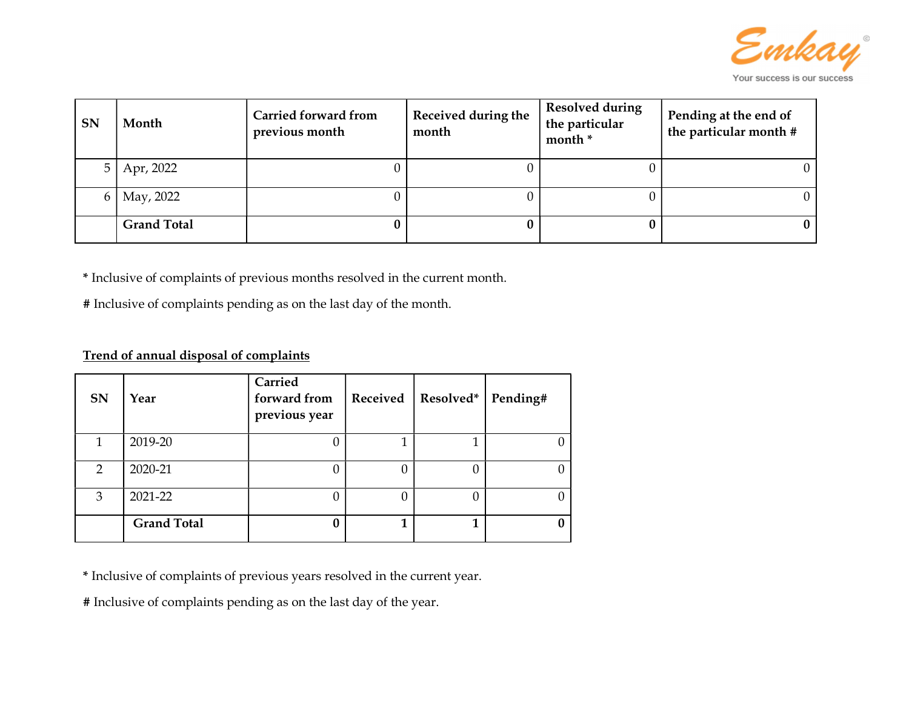| SN | Month | Carried forward from previous month | Received during the month | Resolved during the particular month * | Pending at the end of the particular month # |
|---|---|---|---|---|---|
| 5 | Apr, 2022 | 0 | 0 | 0 | 0 |
| 6 | May, 2022 | 0 | 0 | 0 | 0 |
| | **Grand Total** | **0** | **0** | **0** | **0** |

* Inclusive of complaints of previous months resolved in the current month.

# Inclusive of complaints pending as on the last day of the month.

**<u>Trend of annual disposal of complaints</u>**

| SN | Year | Carried forward from previous year | Received | Resolved* | Pending# |
|---|---|---|---|---|---|
| 1 | 2019-20 | 0 | 1 | 1 | 0 |
| 2 | 2020-21 | 0 | 0 | 0 | 0 |
| 3 | 2021-22 | 0 | 0 | 0 | 0 |
| | **Grand Total** | **0** | **1** | **1** | **0** |

* Inclusive of complaints of previous years resolved in the current year.

# Inclusive of complaints pending as on the last day of the year.